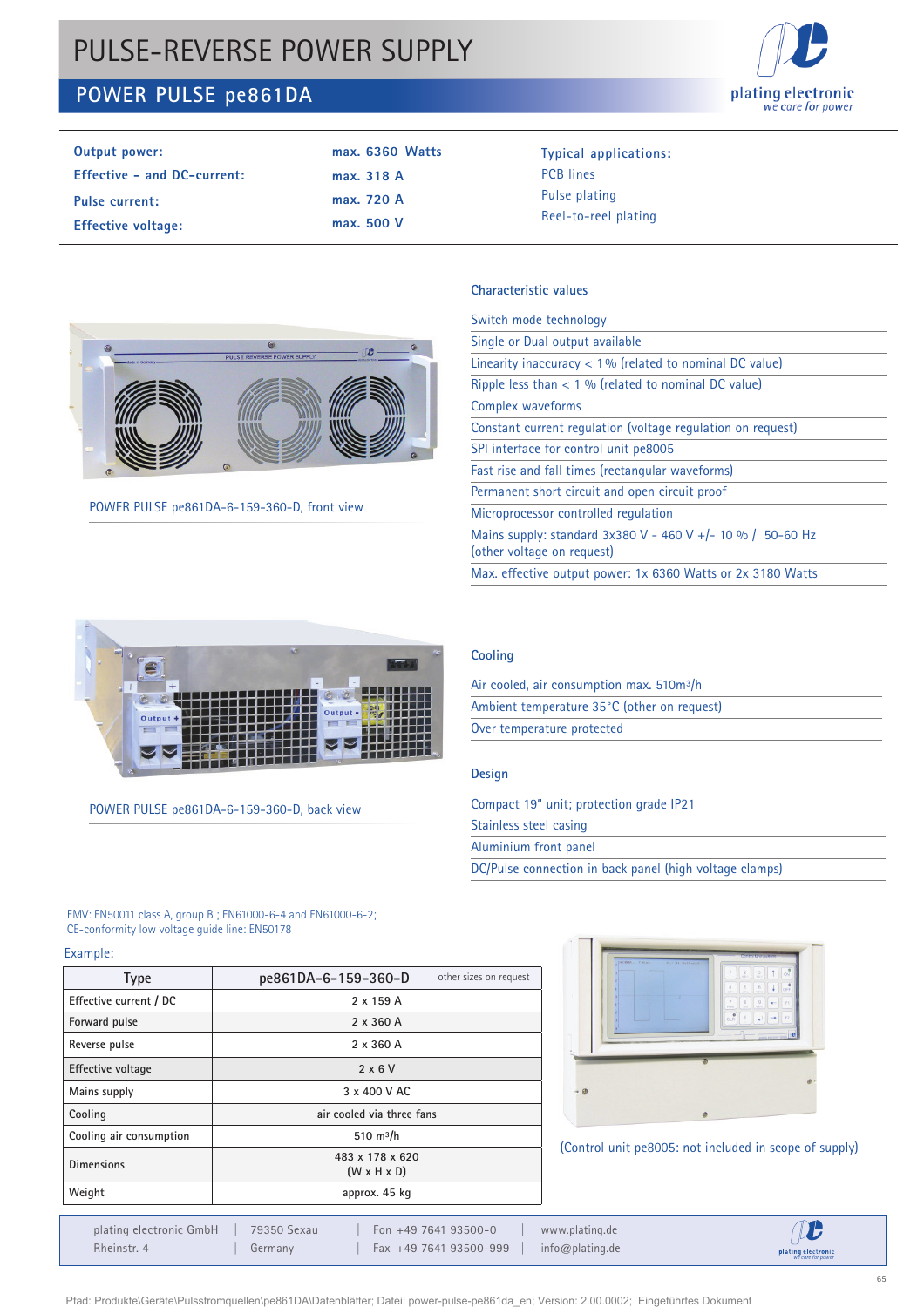# PULSE-REVERSE POWER SUPPLY

## POWER PULSE pe861DA

plating electronic
we care for power

| | |
|---|---|
| **Output power:** | **max. 6360 Watts** |
| **Effective – and DC-current:** | **max. 318 A** |
| **Pulse current:** | **max. 720 A** |
| **Effective voltage:** | **max. 500 V** |

**Typical applications:**
- PCB lines
- Pulse plating
- Reel-to-reel plating

POWER PULSE pe861DA-6-159-360-D, front view

### Characteristic values

- Switch mode technology
- Single or Dual output available
- Linearity inaccuracy < 1% (related to nominal DC value)
- Ripple less than < 1 % (related to nominal DC value)
- Complex waveforms
- Constant current regulation (voltage regulation on request)
- SPI interface for control unit pe8005
- Fast rise and fall times (rectangular waveforms)
- Permanent short circuit and open circuit proof
- Microprocessor controlled regulation
- Mains supply: standard 3x380 V - 460 V +/- 10 % / 50-60 Hz (other voltage on request)
- Max. effective output power: 1x 6360 Watts or 2x 3180 Watts

POWER PULSE pe861DA-6-159-360-D, back view

### Cooling

- Air cooled, air consumption max. 510m³/h
- Ambient temperature 35°C (other on request)
- Over temperature protected

### Design

- Compact 19" unit; protection grade IP21
- Stainless steel casing
- Aluminium front panel
- DC/Pulse connection in back panel (high voltage clamps)

EMV: EN50011 class A, group B ; EN61000-6-4 and EN61000-6-2;
CE-conformity low voltage guide line: EN50178

Example:

| Type | pe861DA-6-159-360-D (other sizes on request) |
|---|---|
| Effective current / DC | 2 x 159 A |
| Forward pulse | 2 x 360 A |
| Reverse pulse | 2 x 360 A |
| Effective voltage | 2 x 6 V |
| Mains supply | 3 x 400 V AC |
| Cooling | air cooled via three fans |
| Cooling air consumption | 510 m³/h |
| Dimensions | 483 x 178 x 620 (W x H x D) |
| Weight | approx. 45 kg |

(Control unit pe8005: not included in scope of supply)

plating electronic GmbH | 79350 Sexau | Fon +49 7641 93500-0 | www.plating.de
Rheinstr. 4 | Germany | Fax +49 7641 93500-999 | info@plating.de

Pfad: Produkte\Geräte\Pulsstromquellen\pe861DA\Datenblätter; Datei: power-pulse-pe861da_en; Version: 2.00.0002; Eingeführtes Dokument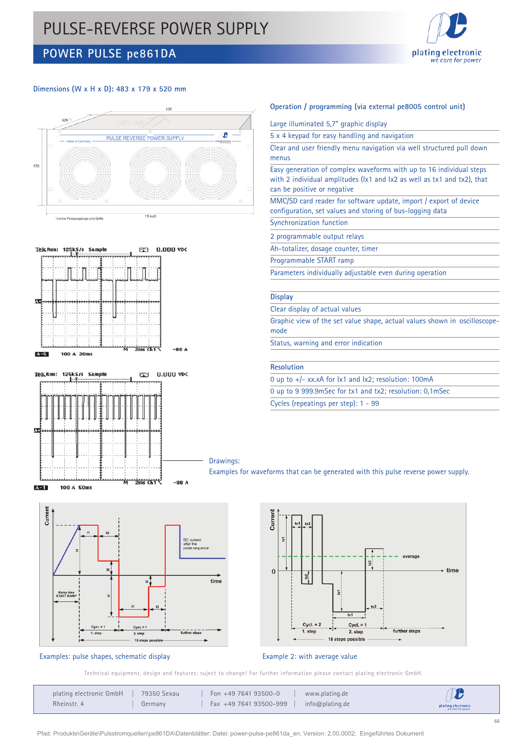# PULSE-REVERSE POWER SUPPLY

## POWER PULSE pe861DA

Dimensions (W x H x D): 483 x 179 x 520 mm

430

520 *)

LUFT / AIR

Made in Germany

PULSE REVERSE POWER SUPPLY

179

19 inch

*) ohne Pulsausgänge und Griffe

Tek Run: 125kS/s Sample

0.000 VDC

100 A 20ms

M 2ms Ch1 -88 A

Tek Run: 125kS/s Sample

0.000 VDC

100 A 50ms

M 2ms Ch1 -88 A

### Operation / programming (via external pe8005 control unit)

- Large illuminated 5,7" graphic display
- 5 x 4 keypad for easy handling and navigation
- Clear and user friendly menu navigation via well structured pull down menus
- Easy generation of complex waveforms with up to 16 individual steps with 2 individual amplitudes (Ix1 and Ix2 as well as tx1 and tx2), that can be positive or negative
- MMC/SD card reader for software update, import / export of device configuration, set values and storing of bus-logging data
- Synchronization function
- 2 programmable output relays
- Ah-totalizer, dosage counter, timer
- Programmable START ramp
- Parameters individually adjustable even during operation

### Display

- Clear display of actual values
- Graphic view of the set value shape, actual values shown in oscilloscope-mode
- Status, warning and error indication

### Resolution

- 0 up to +/- xx.xA for Ix1 and Ix2; resolution: 100mA
- 0 up to 9 999.9mSec for tx1 and tx2; resolution: 0,1mSec
- Cycles (repeatings per step): 1 - 99

Drawings:
Examples for waveforms that can be generated with this pulse reverse power supply.

Current

t1 t2

I1 I2

DC current after the pulse sequence

time

Ramp time START RAMP

Cycl. = 1 1. step

Cycl. = 1 2. step

further steps

16 steps possible

Examples: pulse shapes, schematic display

Current

tx1 tx2

Ix1 Ix2

average

0

time

Cycl. = 2 1. step

Cycl. = 1 2. step

further steps

16 steps possible

Example 2: with average value

Technical equipment, design and features: suject to change! For further information please contact plating electronic GmbH.

| | | | |
|---|---|---|---|
| plating electronic GmbH | 79350 Sexau | Fon +49 7641 93500-0 | www.plating.de |
| Rheinstr. 4 | Germany | Fax +49 7641 93500-999 | info@plating.de |

Pfad: Produkte\Geräte\Pulsstromquellen\pe861DA\Datenblätter; Datei: power-pulse-pe861da_en; Version: 2.00.0002; Eingeführtes Dokument